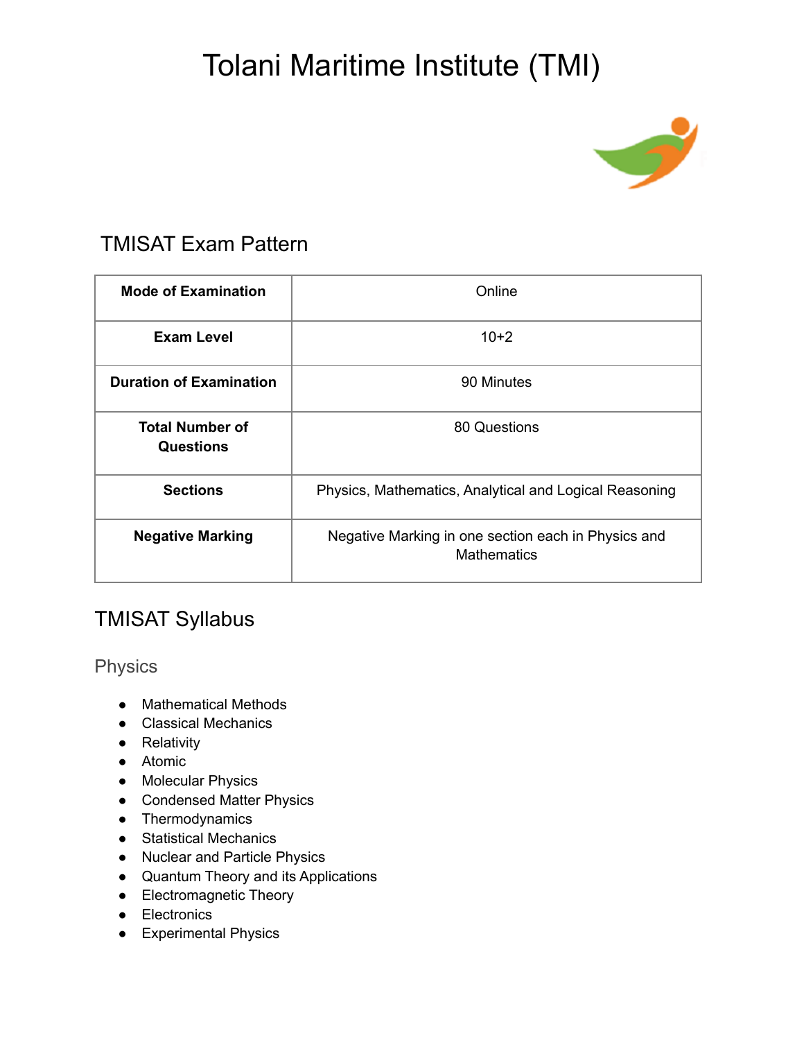# Tolani Maritime Institute (TMI)

## TMISAT Exam Pattern

| Mode of Examination | Online |
|---|---|
| Exam Level | 10+2 |
| Duration of Examination | 90 Minutes |
| Total Number of Questions | 80 Questions |
| Sections | Physics, Mathematics, Analytical and Logical Reasoning |
| Negative Marking | Negative Marking in one section each in Physics and Mathematics |

## TMISAT Syllabus

### Physics

- Mathematical Methods
- Classical Mechanics
- Relativity
- Atomic
- Molecular Physics
- Condensed Matter Physics
- Thermodynamics
- Statistical Mechanics
- Nuclear and Particle Physics
- Quantum Theory and its Applications
- Electromagnetic Theory
- Electronics
- Experimental Physics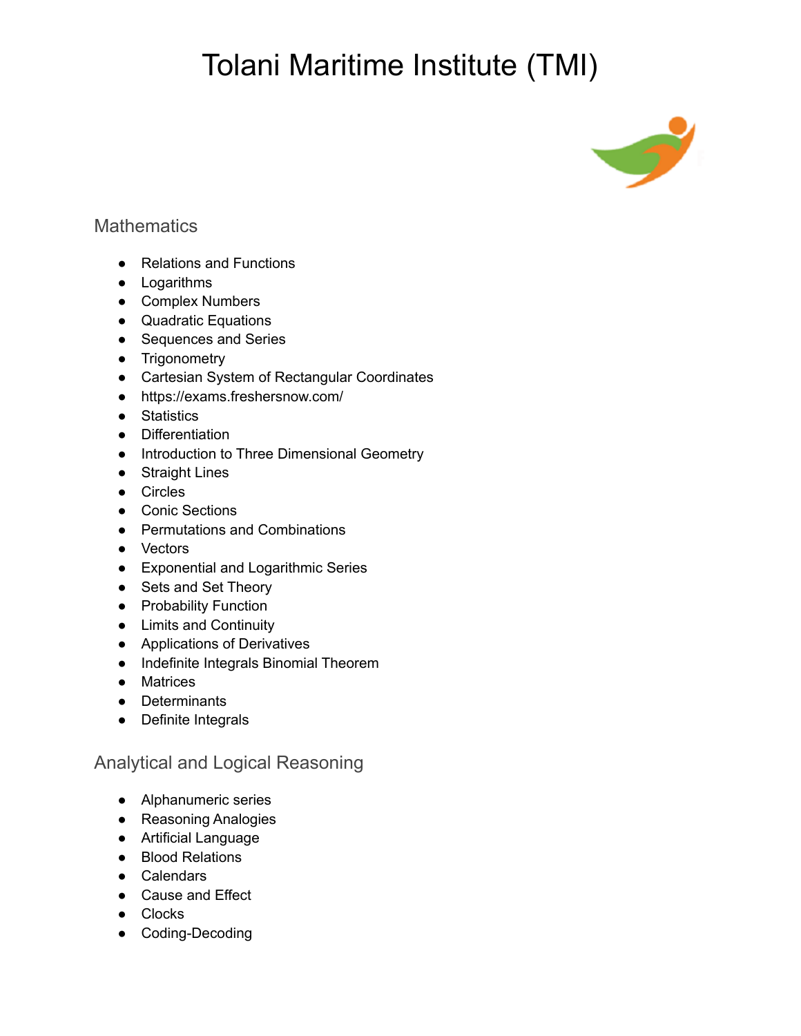# Tolani Maritime Institute (TMI)

## Mathematics

- Relations and Functions
- Logarithms
- Complex Numbers
- Quadratic Equations
- Sequences and Series
- Trigonometry
- Cartesian System of Rectangular Coordinates
- https://exams.freshersnow.com/
- Statistics
- Differentiation
- Introduction to Three Dimensional Geometry
- Straight Lines
- Circles
- Conic Sections
- Permutations and Combinations
- Vectors
- Exponential and Logarithmic Series
- Sets and Set Theory
- Probability Function
- Limits and Continuity
- Applications of Derivatives
- Indefinite Integrals Binomial Theorem
- Matrices
- Determinants
- Definite Integrals

## Analytical and Logical Reasoning

- Alphanumeric series
- Reasoning Analogies
- Artificial Language
- Blood Relations
- Calendars
- Cause and Effect
- Clocks
- Coding-Decoding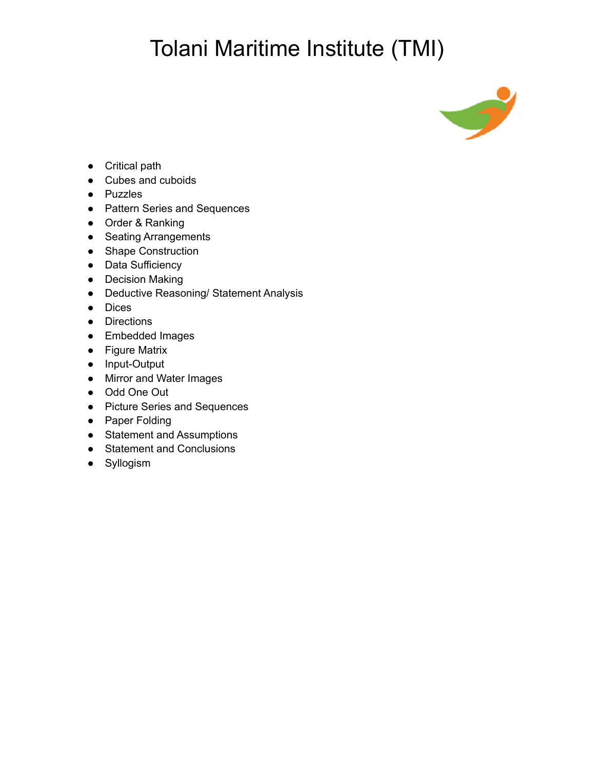# Tolani Maritime Institute (TMI)

- Critical path
- Cubes and cuboids
- Puzzles
- Pattern Series and Sequences
- Order & Ranking
- Seating Arrangements
- Shape Construction
- Data Sufficiency
- Decision Making
- Deductive Reasoning/ Statement Analysis
- Dices
- Directions
- Embedded Images
- Figure Matrix
- Input-Output
- Mirror and Water Images
- Odd One Out
- Picture Series and Sequences
- Paper Folding
- Statement and Assumptions
- Statement and Conclusions
- Syllogism